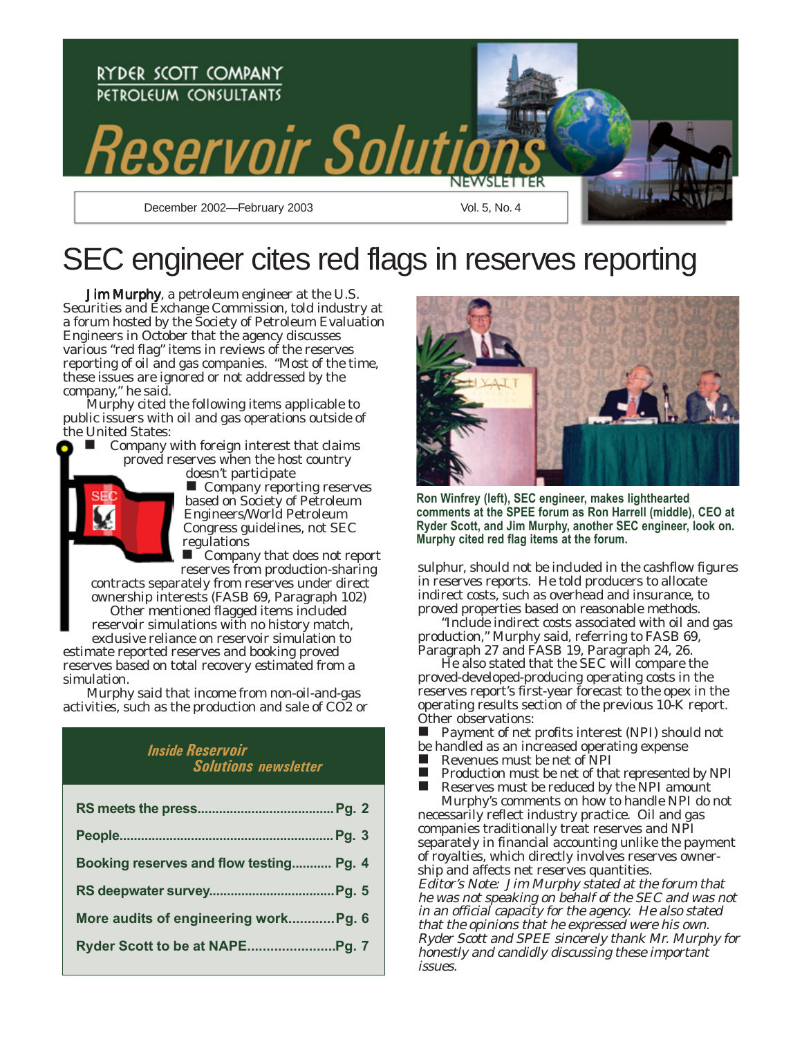RYDER SCOTT COMPANY
PETROLEUM CONSULTANTS

# Reservoir Solutions

NEWSLETTER

December 2002—February 2003 Vol. 5, No. 4

# SEC engineer cites red flags in reserves reporting

**Jim Murphy**, a petroleum engineer at the U.S. Securities and Exchange Commission, told industry at a forum hosted by the Society of Petroleum Evaluation Engineers in October that the agency discusses various "red flag" items in reviews of the reserves reporting of oil and gas companies. "Most of the time, these issues are ignored or not addressed by the company," he said.

Murphy cited the following items applicable to public issuers with oil and gas operations outside of the United States:

- Company with foreign interest that claims proved reserves when the host country doesn't participate
- Company reporting reserves based on Society of Petroleum Engineers/World Petroleum Congress guidelines, not SEC regulations
- Company that does not report reserves from production-sharing contracts separately from reserves under direct ownership interests (FASB 69, Paragraph 102)

Other mentioned flagged items included reservoir simulations with no history match, exclusive reliance on reservoir simulation to estimate reported reserves and booking proved reserves based on total recovery estimated from a simulation.

Murphy said that income from non-oil-and-gas activities, such as the production and sale of $CO_2$ or sulphur, should not be included in the cashflow figures in reserves reports. He told producers to allocate indirect costs, such as overhead and insurance, to proved properties based on reasonable methods.

"Include indirect costs associated with oil and gas production," Murphy said, referring to FASB 69, Paragraph 27 and FASB 19, Paragraph 24, 26.

He also stated that the SEC will compare the proved-developed-producing operating costs in the reserves report's first-year forecast to the opex in the operating results section of the previous 10-K report. Other observations:

- Payment of net profits interest (NPI) should not be handled as an increased operating expense
- Revenues must be net of NPI
- Production must be net of that represented by NPI
- Reserves must be reduced by the NPI amount

Murphy's comments on how to handle NPI do not necessarily reflect industry practice. Oil and gas companies traditionally treat reserves and NPI separately in financial accounting unlike the payment of royalties, which directly involves reserves ownership and affects net reserves quantities.

*Editor's Note: Jim Murphy stated at the forum that he was not speaking on behalf of the SEC and was not in an official capacity for the agency. He also stated that the opinions that he expressed were his own. Ryder Scott and SPEE sincerely thank Mr. Murphy for honestly and candidly discussing these important issues.*

**Ron Winfrey (left), SEC engineer, makes lighthearted comments at the SPEE forum as Ron Harrell (middle), CEO at Ryder Scott, and Jim Murphy, another SEC engineer, look on. Murphy cited red flag items at the forum.**

### Inside Reservoir Solutions newsletter

| | |
|---|---|
| RS meets the press | Pg. 2 |
| People | Pg. 3 |
| Booking reserves and flow testing | Pg. 4 |
| RS deepwater survey | Pg. 5 |
| More audits of engineering work | Pg. 6 |
| Ryder Scott to be at NAPE | Pg. 7 |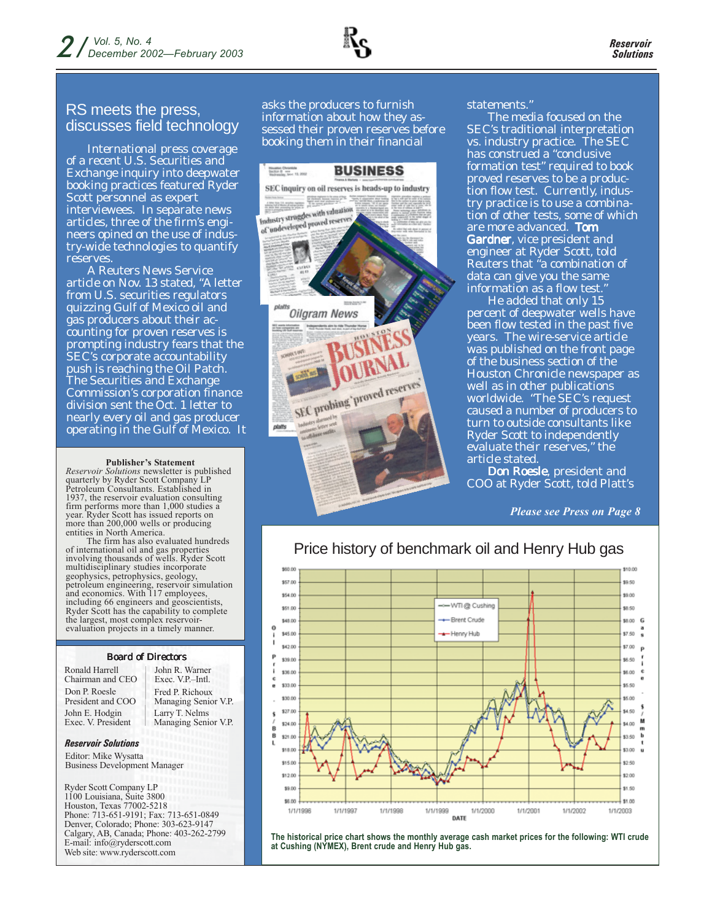## RS meets the press, discusses field technology

International press coverage of a recent U.S. Securities and Exchange inquiry into deepwater booking practices featured Ryder Scott personnel as expert interviewees. In separate news articles, three of the firm's engineers opined on the use of industry-wide technologies to quantify reserves.

A Reuters News Service article on Nov. 13 stated, "A letter from U.S. securities regulators quizzing Gulf of Mexico oil and gas producers about their accounting for proven reserves is prompting industry fears that the SEC's corporate accountability push is reaching the Oil Patch. The Securities and Exchange Commission's corporation finance division sent the Oct. 1 letter to nearly every oil and gas producer operating in the Gulf of Mexico. It asks the producers to furnish information about how they assessed their proven reserves before booking them in their financial statements."

The media focused on the SEC's traditional interpretation vs. industry practice. The SEC has construed a "conclusive formation test" required to book proved reserves to be a production flow test. Currently, industry practice is to use a combination of other tests, some of which are more advanced. **Tom Gardner**, vice president and engineer at Ryder Scott, told Reuters that "a combination of data can give you the same information as a flow test."

He added that only 15 percent of deepwater wells have been flow tested in the past five years. The wire-service article was published on the front page of the business section of the Houston Chronicle newspaper as well as in other publications worldwide. "The SEC's request caused a number of producers to turn to outside consultants like Ryder Scott to independently evaluate their reserves," the article stated.

**Don Roesle**, president and COO at Ryder Scott, told Platt's

*Please see Press on Page 8*

### Publisher's Statement

*Reservoir Solutions* newsletter is published quarterly by Ryder Scott Company LP Petroleum Consultants. Established in 1937, the reservoir evaluation consulting firm performs more than 1,000 studies a year. Ryder Scott has issued reports on more than 200,000 wells or producing entities in North America.

The firm has also evaluated hundreds of international oil and gas properties involving thousands of wells. Ryder Scott multidisciplinary studies incorporate geophysics, petrophysics, geology, petroleum engineering, reservoir simulation and economics. With 117 employees, including 66 engineers and geoscientists, Ryder Scott has the capability to complete the largest, most complex reservoir-evaluation projects in a timely manner.

### Board of Directors

| | |
|---|---|
| Ronald Harrell<br>Chairman and CEO | John R. Warner<br>Exec. V.P.–Intl. |
| Don P. Roesle<br>President and COO | Fred P. Richoux<br>Managing Senior V.P. |
| John E. Hodgin<br>Exec. V. President | Larry T. Nelms<br>Managing Senior V.P. |

***Reservoir Solutions***

Editor: Mike Wysatta
Business Development Manager

Ryder Scott Company LP
1100 Louisiana, Suite 3800
Houston, Texas 77002-5218
Phone: 713-651-9191; Fax: 713-651-0849
Denver, Colorado; Phone: 303-623-9147
Calgary, AB, Canada; Phone: 403-262-2799
E-mail: info@ryderscott.com
Web site: www.ryderscott.com

### Price history of benchmark oil and Henry Hub gas

Oil Price - $/BBL
$60.00, $57.00, $54.00, $51.00, $48.00, $45.00, $42.00, $39.00, $36.00, $33.00, $30.00, $27.00, $24.00, $21.00, $18.00, $15.00, $12.00, $9.00, $6.00

Gas Price - $/Mmbtu
$10.00, $9.50, $9.00, $8.50, $8.00, $7.50, $7.00, $6.50, $6.00, $5.50, $5.00, $4.50, $4.00, $3.50, $3.00, $2.50, $2.00, $1.50, $1.00

DATE
1/1/1996, 1/1/1997, 1/1/1998, 1/1/1999, 1/1/2000, 1/1/2001, 1/1/2002, 1/1/2003

WTI @ Cushing
Brent Crude
Henry Hub

The historical price chart shows the monthly average cash market prices for the following: WTI crude at Cushing (NYMEX), Brent crude and Henry Hub gas.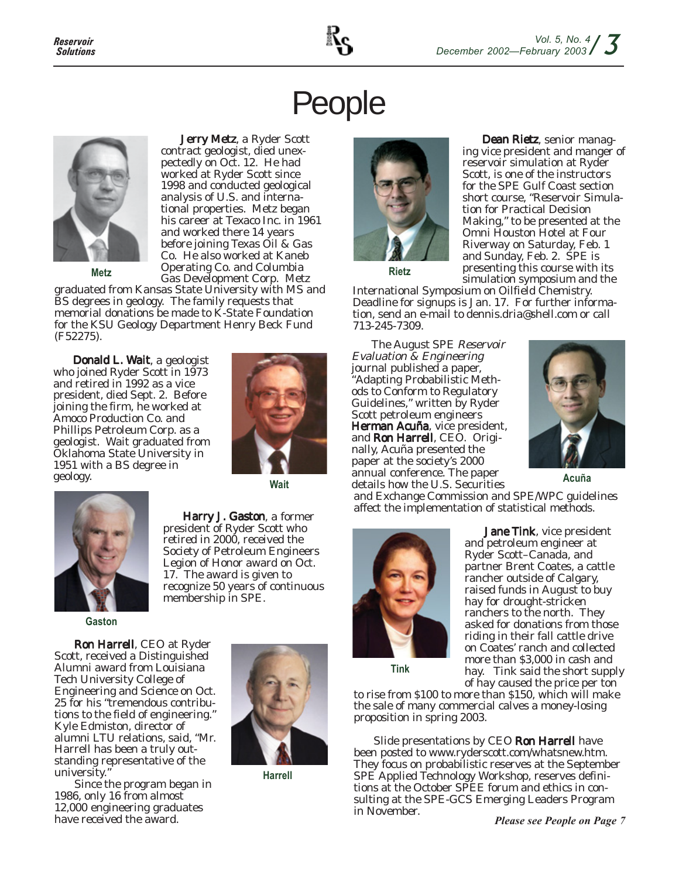# People

**Jerry Metz**, a Ryder Scott contract geologist, died unexpectedly on Oct. 12. He had worked at Ryder Scott since 1998 and conducted geological analysis of U.S. and international properties. Metz began his career at Texaco Inc. in 1961 and worked there 14 years before joining Texas Oil & Gas Co. He also worked at Kaneb Operating Co. and Columbia Gas Development Corp. Metz graduated from Kansas State University with MS and BS degrees in geology. The family requests that memorial donations be made to K-State Foundation for the KSU Geology Department Henry Beck Fund (F52275).

Metz

**Donald L. Wait**, a geologist who joined Ryder Scott in 1973 and retired in 1992 as a vice president, died Sept. 2. Before joining the firm, he worked at Amoco Production Co. and Phillips Petroleum Corp. as a geologist. Wait graduated from Oklahoma State University in 1951 with a BS degree in geology.

Wait

**Harry J. Gaston**, a former president of Ryder Scott who retired in 2000, received the Society of Petroleum Engineers Legion of Honor award on Oct. 17. The award is given to recognize 50 years of continuous membership in SPE.

Gaston

**Ron Harrell**, CEO at Ryder Scott, received a Distinguished Alumni award from Louisiana Tech University College of Engineering and Science on Oct. 25 for his "tremendous contributions to the field of engineering." Kyle Edmiston, director of alumni LTU relations, said, "Mr. Harrell has been a truly outstanding representative of the university."

Since the program began in 1986, only 16 from almost 12,000 engineering graduates have received the award.

Harrell

**Dean Rietz**, senior managing vice president and manger of reservoir simulation at Ryder Scott, is one of the instructors for the SPE Gulf Coast section short course, "Reservoir Simulation for Practical Decision Making," to be presented at the Omni Houston Hotel at Four Riverway on Saturday, Feb. 1 and Sunday, Feb. 2. SPE is presenting this course with its simulation symposium and the International Symposium on Oilfield Chemistry. Deadline for signups is Jan. 17. For further information, send an e-mail to dennis.dria@shell.com or call 713-245-7309.

Rietz

The August SPE *Reservoir Evaluation & Engineering* journal published a paper, "Adapting Probabilistic Methods to Conform to Regulatory Guidelines," written by Ryder Scott petroleum engineers **Herman Acuña**, vice president, and **Ron Harrell**, CEO. Originally, Acuña presented the paper at the society's 2000 annual conference. The paper details how the U.S. Securities and Exchange Commission and SPE/WPC guidelines affect the implementation of statistical methods.

Acuña

**Jane Tink**, vice president and petroleum engineer at Ryder Scott–Canada, and partner Brent Coates, a cattle rancher outside of Calgary, raised funds in August to buy hay for drought-stricken ranchers to the north. They asked for donations from those riding in their fall cattle drive on Coates' ranch and collected more than $3,000 in cash and hay. Tink said the short supply of hay caused the price per ton to rise from $100 to more than $150, which will make the sale of many commercial calves a money-losing proposition in spring 2003.

Tink

Slide presentations by CEO **Ron Harrell** have been posted to www.ryderscott.com/whatsnew.htm. They focus on probabilistic reserves at the September SPE Applied Technology Workshop, reserves definitions at the October SPEE forum and ethics in consulting at the SPE-GCS Emerging Leaders Program in November.

***Please see People on Page 7***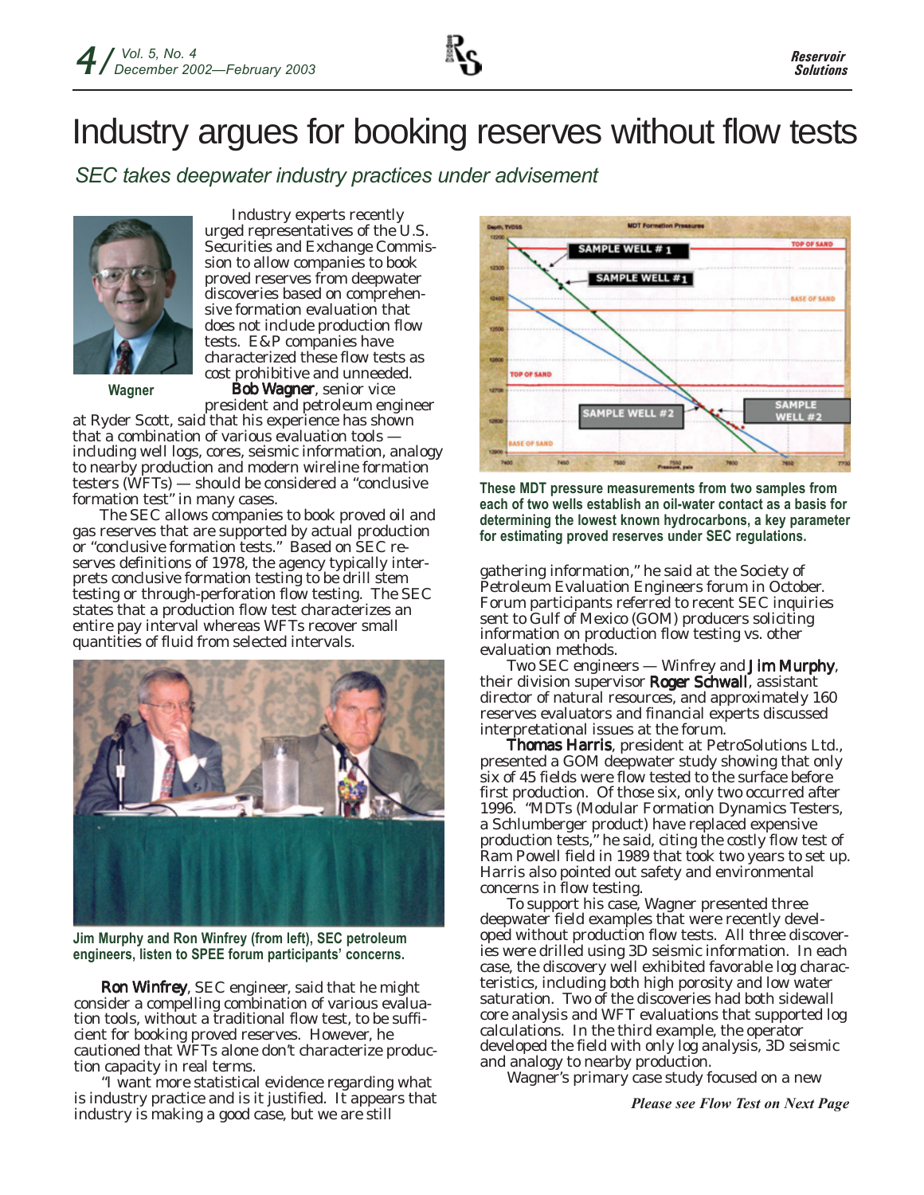# Industry argues for booking reserves without flow tests

*SEC takes deepwater industry practices under advisement*

Wagner

Industry experts recently urged representatives of the U.S. Securities and Exchange Commission to allow companies to book proved reserves from deepwater discoveries based on comprehensive formation evaluation that does not include production flow tests. E&P companies have characterized these flow tests as cost prohibitive and unneeded.

**Bob Wagner**, senior vice president and petroleum engineer at Ryder Scott, said that his experience has shown that a combination of various evaluation tools — including well logs, cores, seismic information, analogy to nearby production and modern wireline formation testers (WFTs) — should be considered a "conclusive formation test" in many cases.

The SEC allows companies to book proved oil and gas reserves that are supported by actual production or "conclusive formation tests." Based on SEC reserves definitions of 1978, the agency typically interprets conclusive formation testing to be drill stem testing or through-perforation flow testing. The SEC states that a production flow test characterizes an entire pay interval whereas WFTs recover small quantities of fluid from selected intervals.

Jim Murphy and Ron Winfrey (from left), SEC petroleum engineers, listen to SPEE forum participants' concerns.

**Ron Winfrey**, SEC engineer, said that he might consider a compelling combination of various evaluation tools, without a traditional flow test, to be sufficient for booking proved reserves. However, he cautioned that WFTs alone don't characterize production capacity in real terms.

"I want more statistical evidence regarding what is industry practice and is it justified. It appears that industry is making a good case, but we are still gathering information," he said at the Society of Petroleum Evaluation Engineers forum in October. Forum participants referred to recent SEC inquiries sent to Gulf of Mexico (GOM) producers soliciting information on production flow testing vs. other evaluation methods.

Depth, TVDSS
MDT Formation Pressures
SAMPLE WELL # 1
SAMPLE WELL #1
TOP OF SAND
BASE OF SAND
TOP OF SAND
BASE OF SAND
SAMPLE WELL #2
SAMPLE WELL #2
Pressure, psia

These MDT pressure measurements from two samples from each of two wells establish an oil-water contact as a basis for determining the lowest known hydrocarbons, a key parameter for estimating proved reserves under SEC regulations.

Two SEC engineers — Winfrey and **Jim Murphy**, their division supervisor **Roger Schwall**, assistant director of natural resources, and approximately 160 reserves evaluators and financial experts discussed interpretational issues at the forum.

**Thomas Harris**, president at PetroSolutions Ltd., presented a GOM deepwater study showing that only six of 45 fields were flow tested to the surface before first production. Of those six, only two occurred after 1996. "MDTs (Modular Formation Dynamics Testers, a Schlumberger product) have replaced expensive production tests," he said, citing the costly flow test of Ram Powell field in 1989 that took two years to set up. Harris also pointed out safety and environmental concerns in flow testing.

To support his case, Wagner presented three deepwater field examples that were recently developed without production flow tests. All three discoveries were drilled using 3D seismic information. In each case, the discovery well exhibited favorable log characteristics, including both high porosity and low water saturation. Two of the discoveries had both sidewall core analysis and WFT evaluations that supported log calculations. In the third example, the operator developed the field with only log analysis, 3D seismic and analogy to nearby production.

Wagner's primary case study focused on a new

*Please see Flow Test on Next Page*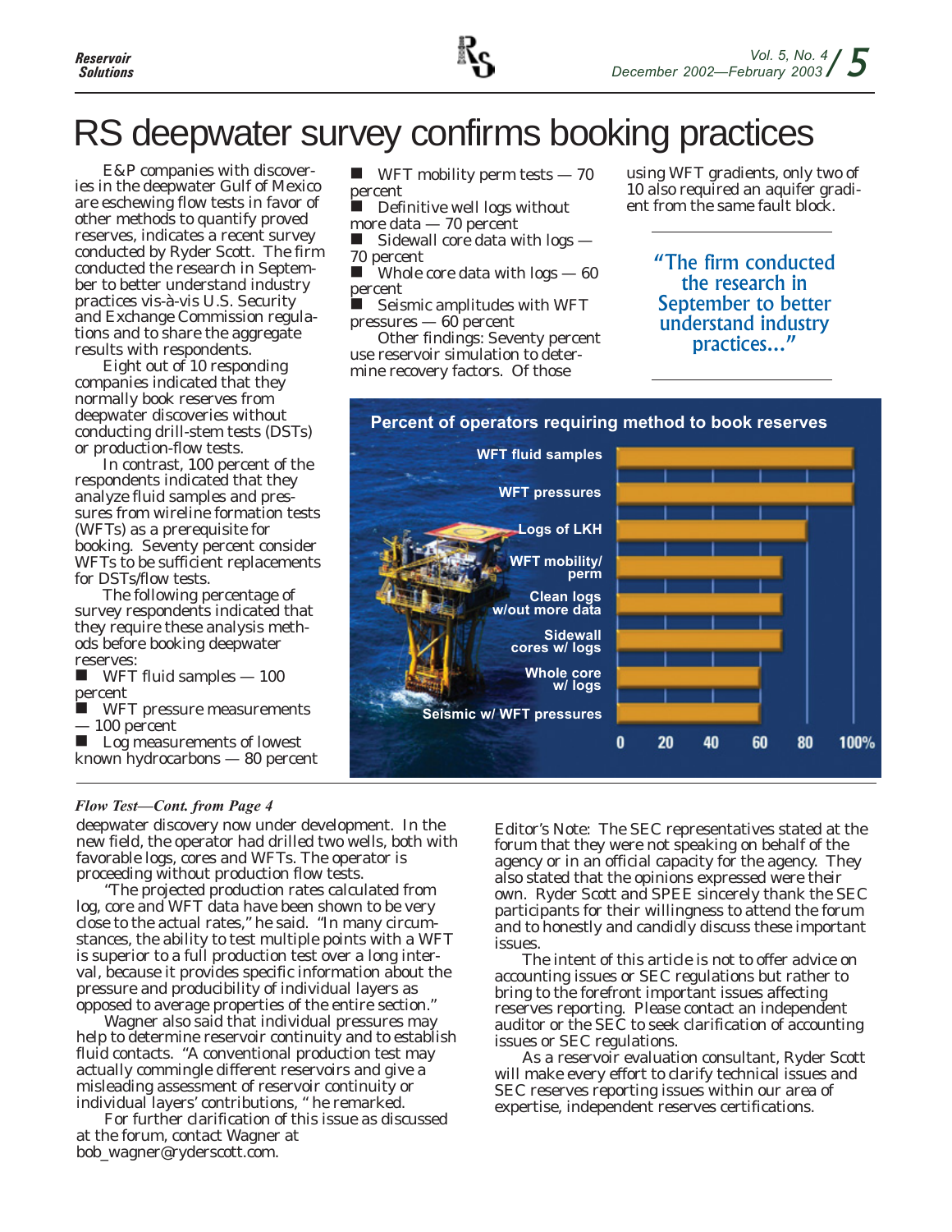# RS deepwater survey confirms booking practices

E&P companies with discoveries in the deepwater Gulf of Mexico are eschewing flow tests in favor of other methods to quantify proved reserves, indicates a recent survey conducted by Ryder Scott. The firm conducted the research in September to better understand industry practices vis-à-vis U.S. Security and Exchange Commission regulations and to share the aggregate results with respondents.

Eight out of 10 responding companies indicated that they normally book reserves from deepwater discoveries without conducting drill-stem tests (DSTs) or production-flow tests.

In contrast, 100 percent of the respondents indicated that they analyze fluid samples and pressures from wireline formation tests (WFTs) as a prerequisite for booking. Seventy percent consider WFTs to be sufficient replacements for DSTs/flow tests.

The following percentage of survey respondents indicated that they require these analysis methods before booking deepwater reserves:

- WFT fluid samples — 100 percent
- WFT pressure measurements — 100 percent
- Log measurements of lowest known hydrocarbons — 80 percent
- WFT mobility perm tests — 70 percent
- Definitive well logs without more data — 70 percent
- Sidewall core data with logs — 70 percent
- Whole core data with logs — 60 percent
- Seismic amplitudes with WFT pressures — 60 percent

Other findings: Seventy percent use reservoir simulation to determine recovery factors. Of those using WFT gradients, only two of 10 also required an aquifer gradient from the same fault block.

> "The firm conducted the research in September to better understand industry practices..."

**Percent of operators requiring method to book reserves**

WFT fluid samples
WFT pressures
Logs of LKH
WFT mobility/perm
Clean logs w/out more data
Sidewall cores w/ logs
Whole core w/ logs
Seismic w/ WFT pressures

0 20 40 60 80 100%

---

*Flow Test—Cont. from Page 4*

deepwater discovery now under development. In the new field, the operator had drilled two wells, both with favorable logs, cores and WFTs. The operator is proceeding without production flow tests.

"The projected production rates calculated from log, core and WFT data have been shown to be very close to the actual rates," he said. "In many circumstances, the ability to test multiple points with a WFT is superior to a full production test over a long interval, because it provides specific information about the pressure and producibility of individual layers as opposed to average properties of the entire section."

Wagner also said that individual pressures may help to determine reservoir continuity and to establish fluid contacts. "A conventional production test may actually commingle different reservoirs and give a misleading assessment of reservoir continuity or individual layers' contributions, " he remarked.

For further clarification of this issue as discussed at the forum, contact Wagner at bob_wagner@ryderscott.com.

Editor's Note: The SEC representatives stated at the forum that they were not speaking on behalf of the agency or in an official capacity for the agency. They also stated that the opinions expressed were their own. Ryder Scott and SPEE sincerely thank the SEC participants for their willingness to attend the forum and to honestly and candidly discuss these important issues.

The intent of this article is not to offer advice on accounting issues or SEC regulations but rather to bring to the forefront important issues affecting reserves reporting. Please contact an independent auditor or the SEC to seek clarification of accounting issues or SEC regulations.

As a reservoir evaluation consultant, Ryder Scott will make every effort to clarify technical issues and SEC reserves reporting issues within our area of expertise, independent reserves certifications.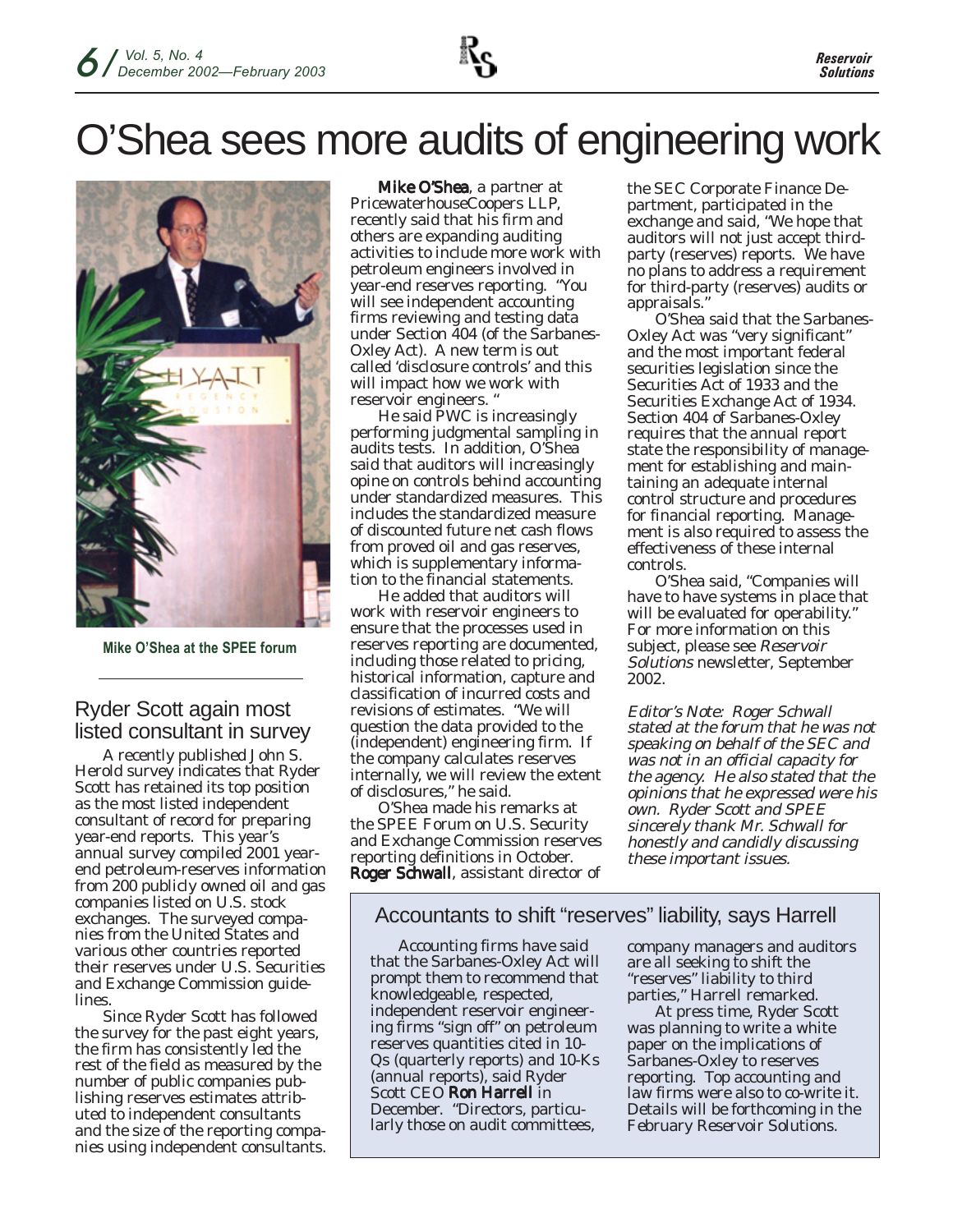# O'Shea sees more audits of engineering work

Mike O'Shea at the SPEE forum

**Mike O'Shea**, a partner at PricewaterhouseCoopers LLP, recently said that his firm and others are expanding auditing activities to include more work with petroleum engineers involved in year-end reserves reporting. "You will see independent accounting firms reviewing and testing data under Section 404 (of the Sarbanes-Oxley Act). A new term is out called 'disclosure controls' and this will impact how we work with reservoir engineers. "

He said PWC is increasingly performing judgmental sampling in audits tests. In addition, O'Shea said that auditors will increasingly opine on controls behind accounting under standardized measures. This includes the standardized measure of discounted future net cash flows from proved oil and gas reserves, which is supplementary information to the financial statements.

He added that auditors will work with reservoir engineers to ensure that the processes used in reserves reporting are documented, including those related to pricing, historical information, capture and classification of incurred costs and revisions of estimates. "We will question the data provided to the (independent) engineering firm. If the company calculates reserves internally, we will review the extent of disclosures," he said.

O'Shea made his remarks at the SPEE Forum on U.S. Security and Exchange Commission reserves reporting definitions in October. **Roger Schwall**, assistant director of the SEC Corporate Finance Department, participated in the exchange and said, "We hope that auditors will not just accept third-party (reserves) reports. We have no plans to address a requirement for third-party (reserves) audits or appraisals."

O'Shea said that the Sarbanes-Oxley Act was "very significant" and the most important federal securities legislation since the Securities Act of 1933 and the Securities Exchange Act of 1934. Section 404 of Sarbanes-Oxley requires that the annual report state the responsibility of management for establishing and maintaining an adequate internal control structure and procedures for financial reporting. Management is also required to assess the effectiveness of these internal controls.

O'Shea said, "Companies will have to have systems in place that will be evaluated for operability." For more information on this subject, please see *Reservoir Solutions* newsletter, September 2002.

*Editor's Note: Roger Schwall stated at the forum that he was not speaking on behalf of the SEC and was not in an official capacity for the agency. He also stated that the opinions that he expressed were his own. Ryder Scott and SPEE sincerely thank Mr. Schwall for honestly and candidly discussing these important issues.*

## Ryder Scott again most listed consultant in survey

A recently published John S. Herold survey indicates that Ryder Scott has retained its top position as the most listed independent consultant of record for preparing year-end reports. This year's annual survey compiled 2001 year-end petroleum-reserves information from 200 publicly owned oil and gas companies listed on U.S. stock exchanges. The surveyed companies from the United States and various other countries reported their reserves under U.S. Securities and Exchange Commission guidelines.

Since Ryder Scott has followed the survey for the past eight years, the firm has consistently led the rest of the field as measured by the number of public companies publishing reserves estimates attributed to independent consultants and the size of the reporting companies using independent consultants.

## Accountants to shift "reserves" liability, says Harrell

Accounting firms have said that the Sarbanes-Oxley Act will prompt them to recommend that knowledgeable, respected, independent reservoir engineering firms "sign off" on petroleum reserves quantities cited in 10-Qs (quarterly reports) and 10-Ks (annual reports), said Ryder Scott CEO **Ron Harrell** in December. "Directors, particularly those on audit committees, company managers and auditors are all seeking to shift the "reserves" liability to third parties," Harrell remarked.

At press time, Ryder Scott was planning to write a white paper on the implications of Sarbanes-Oxley to reserves reporting. Top accounting and law firms were also to co-write it. Details will be forthcoming in the February Reservoir Solutions.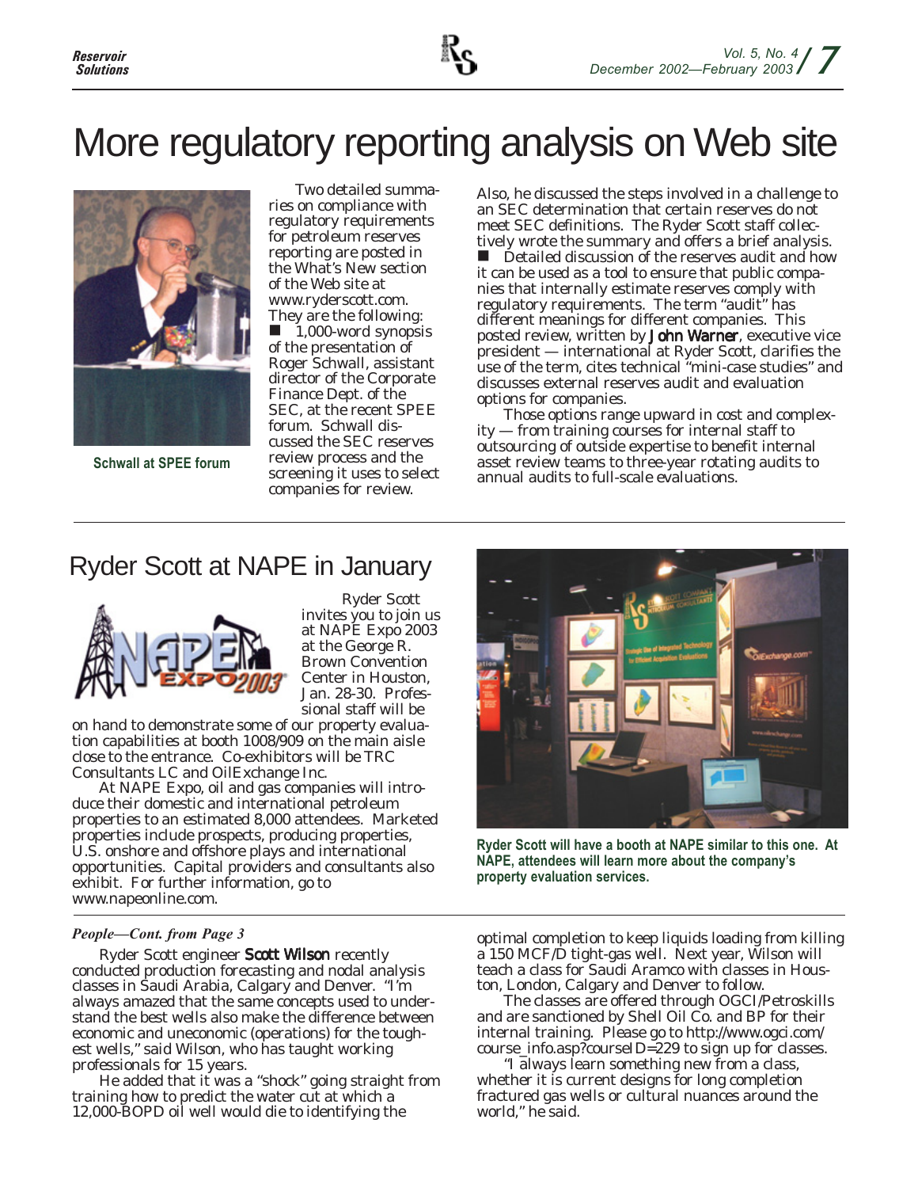# More regulatory reporting analysis on Web site

Schwall at SPEE forum

Two detailed summaries on compliance with regulatory requirements for petroleum reserves reporting are posted in the What's New section of the Web site at www.ryderscott.com. They are the following:

- 1,000-word synopsis of the presentation of Roger Schwall, assistant director of the Corporate Finance Dept. of the SEC, at the recent SPEE forum. Schwall discussed the SEC reserves review process and the screening it uses to select companies for review. Also, he discussed the steps involved in a challenge to an SEC determination that certain reserves do not meet SEC definitions. The Ryder Scott staff collectively wrote the summary and offers a brief analysis.
- Detailed discussion of the reserves audit and how it can be used as a tool to ensure that public companies that internally estimate reserves comply with regulatory requirements. The term "audit" has different meanings for different companies. This posted review, written by **John Warner**, executive vice president — international at Ryder Scott, clarifies the use of the term, cites technical "mini-case studies" and discusses external reserves audit and evaluation options for companies.

Those options range upward in cost and complexity — from training courses for internal staff to outsourcing of outside expertise to benefit internal asset review teams to three-year rotating audits to annual audits to full-scale evaluations.

## Ryder Scott at NAPE in January

Ryder Scott invites you to join us at NAPE Expo 2003 at the George R. Brown Convention Center in Houston, Jan. 28-30. Professional staff will be on hand to demonstrate some of our property evaluation capabilities at booth 1008/909 on the main aisle close to the entrance. Co-exhibitors will be TRC Consultants LC and OilExchange Inc.

At NAPE Expo, oil and gas companies will introduce their domestic and international petroleum properties to an estimated 8,000 attendees. Marketed properties include prospects, producing properties, U.S. onshore and offshore plays and international opportunities. Capital providers and consultants also exhibit. For further information, go to www.napeonline.com.

Ryder Scott will have a booth at NAPE similar to this one. At NAPE, attendees will learn more about the company's property evaluation services.

*People—Cont. from Page 3*

Ryder Scott engineer **Scott Wilson** recently conducted production forecasting and nodal analysis classes in Saudi Arabia, Calgary and Denver. "I'm always amazed that the same concepts used to understand the best wells also make the difference between economic and uneconomic (operations) for the toughest wells," said Wilson, who has taught working professionals for 15 years.

He added that it was a "shock" going straight from training how to predict the water cut at which a 12,000-BOPD oil well would die to identifying the optimal completion to keep liquids loading from killing a 150 MCF/D tight-gas well. Next year, Wilson will teach a class for Saudi Aramco with classes in Houston, London, Calgary and Denver to follow.

The classes are offered through OGCI/Petroskills and are sanctioned by Shell Oil Co. and BP for their internal training. Please go to http://www.ogci.com/course_info.asp?courseID=229 to sign up for classes.

"I always learn something new from a class, whether it is current designs for long completion fractured gas wells or cultural nuances around the world," he said.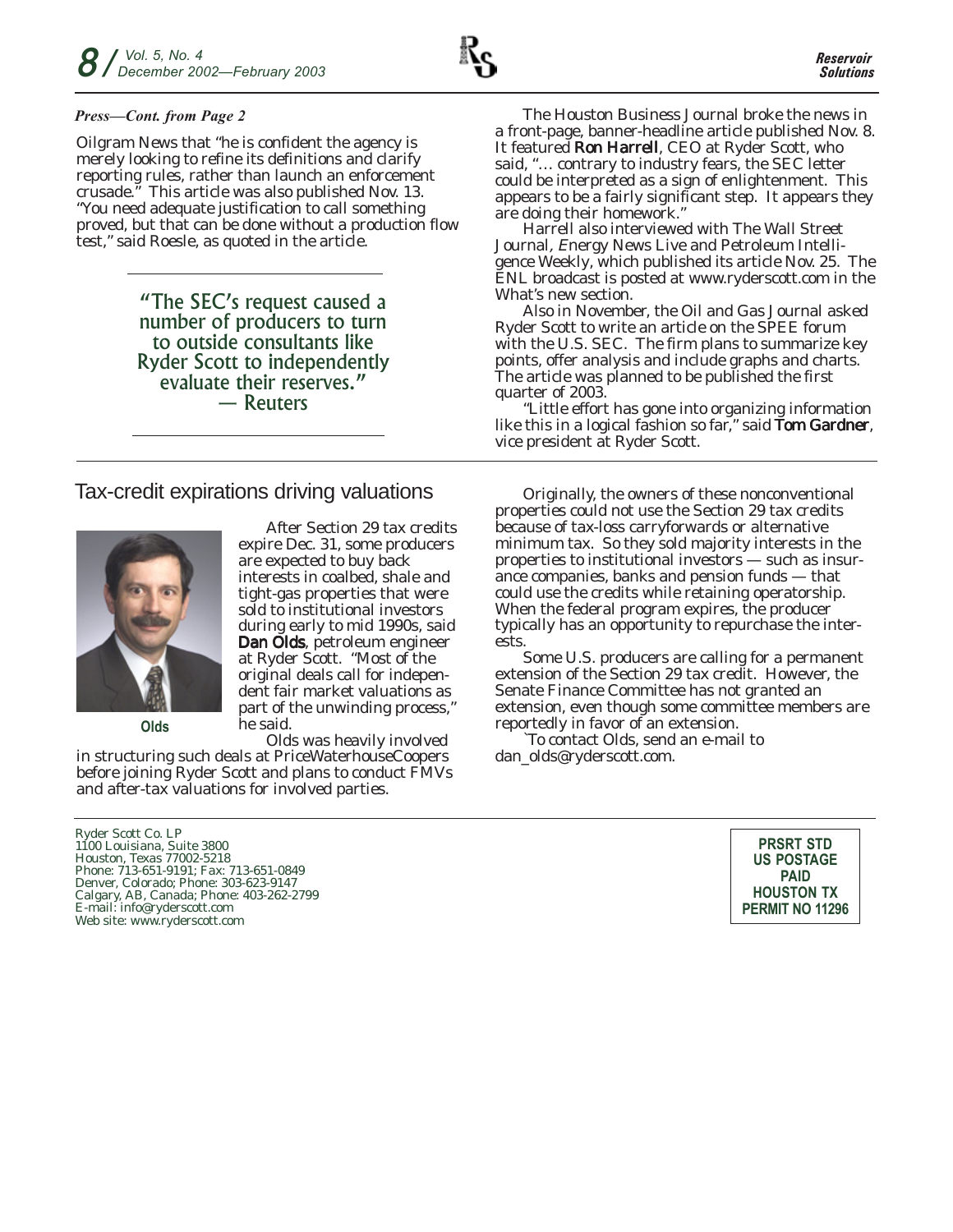*Press—Cont. from Page 2*

Oilgram News that "he is confident the agency is merely looking to refine its definitions and clarify reporting rules, rather than launch an enforcement crusade." This article was also published Nov. 13. "You need adequate justification to call something proved, but that can be done without a production flow test," said Roesle, as quoted in the article.

> "The SEC's request caused a number of producers to turn to outside consultants like Ryder Scott to independently evaluate their reserves."
> — Reuters

The Houston Business Journal broke the news in a front-page, banner-headline article published Nov. 8. It featured **Ron Harrell**, CEO at Ryder Scott, who said, "… contrary to industry fears, the SEC letter could be interpreted as a sign of enlightenment. This appears to be a fairly significant step. It appears they are doing their homework."

Harrell also interviewed with The Wall Street Journal, Energy News Live and Petroleum Intelligence Weekly, which published its article Nov. 25. The ENL broadcast is posted at www.ryderscott.com in the What's new section.

Also in November, the Oil and Gas Journal asked Ryder Scott to write an article on the SPEE forum with the U.S. SEC. The firm plans to summarize key points, offer analysis and include graphs and charts. The article was planned to be published the first quarter of 2003.

"Little effort has gone into organizing information like this in a logical fashion so far," said **Tom Gardner**, vice president at Ryder Scott.

## Tax-credit expirations driving valuations

Olds

After Section 29 tax credits expire Dec. 31, some producers are expected to buy back interests in coalbed, shale and tight-gas properties that were sold to institutional investors during early to mid 1990s, said **Dan Olds**, petroleum engineer at Ryder Scott. "Most of the original deals call for independent fair market valuations as part of the unwinding process," he said.

Olds was heavily involved in structuring such deals at PriceWaterhouseCoopers before joining Ryder Scott and plans to conduct FMVs and after-tax valuations for involved parties.

Originally, the owners of these nonconventional properties could not use the Section 29 tax credits because of tax-loss carryforwards or alternative minimum tax. So they sold majority interests in the properties to institutional investors — such as insurance companies, banks and pension funds — that could use the credits while retaining operatorship. When the federal program expires, the producer typically has an opportunity to repurchase the interests.

Some U.S. producers are calling for a permanent extension of the Section 29 tax credit. However, the Senate Finance Committee has not granted an extension, even though some committee members are reportedly in favor of an extension.

`To contact Olds, send an e-mail to dan_olds@ryderscott.com.

Ryder Scott Co. LP
1100 Louisiana, Suite 3800
Houston, Texas 77002-5218
Phone: 713-651-9191; Fax: 713-651-0849
Denver, Colorado; Phone: 303-623-9147
Calgary, AB, Canada; Phone: 403-262-2799
E-mail: info@ryderscott.com
Web site: www.ryderscott.com

PRSRT STD
US POSTAGE
PAID
HOUSTON TX
PERMIT NO 11296